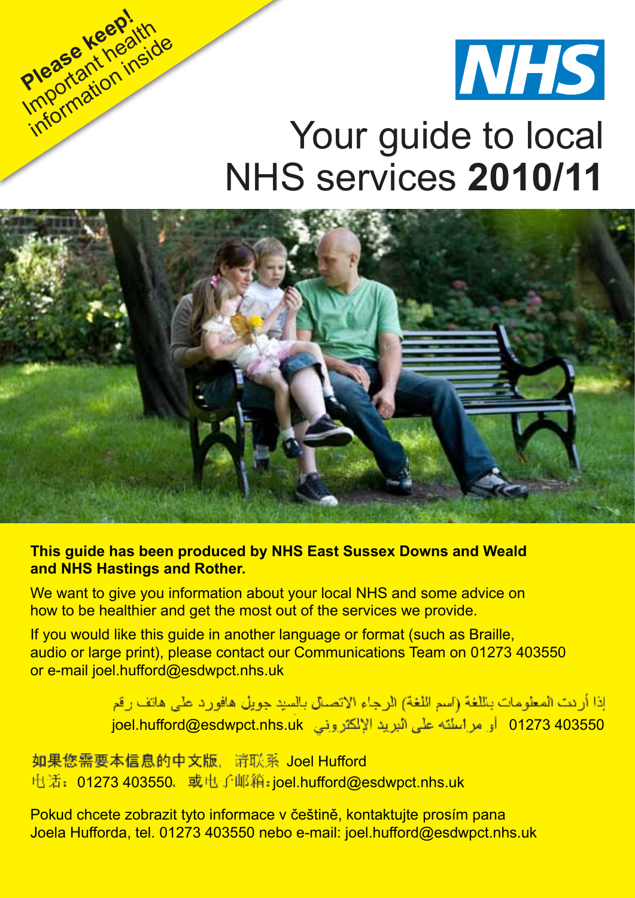**Please keep!** Important health information inside

NHS

# Your guide to local NHS services **2010/11**

**This guide has been produced by NHS East Sussex Downs and Weald and NHS Hastings and Rother.**

We want to give you information about your local NHS and some advice on how to be healthier and get the most out of the services we provide.

If you would like this guide in another language or format (such as Braille, audio or large print), please contact our Communications Team on 01273 403550 or e-mail joel.hufford@esdwpct.nhs.uk

إذا أردت المعلومات باللغة (اسم اللغة) الرجاء الاتصال بالسيد جويل هافورد على هاتف رقم 01273 403550 أو مراسلته على البريد الإلكتروني joel.hufford@esdwpct.nhs.uk

如果您需要本信息的中文版，请联系 Joel Hufford
电话：01273 403550，或电子邮箱：joel.hufford@esdwpct.nhs.uk

Pokud chcete zobrazit tyto informace v češtině, kontaktujte prosím pana Joela Hufforda, tel. 01273 403550 nebo e-mail: joel.hufford@esdwpct.nhs.uk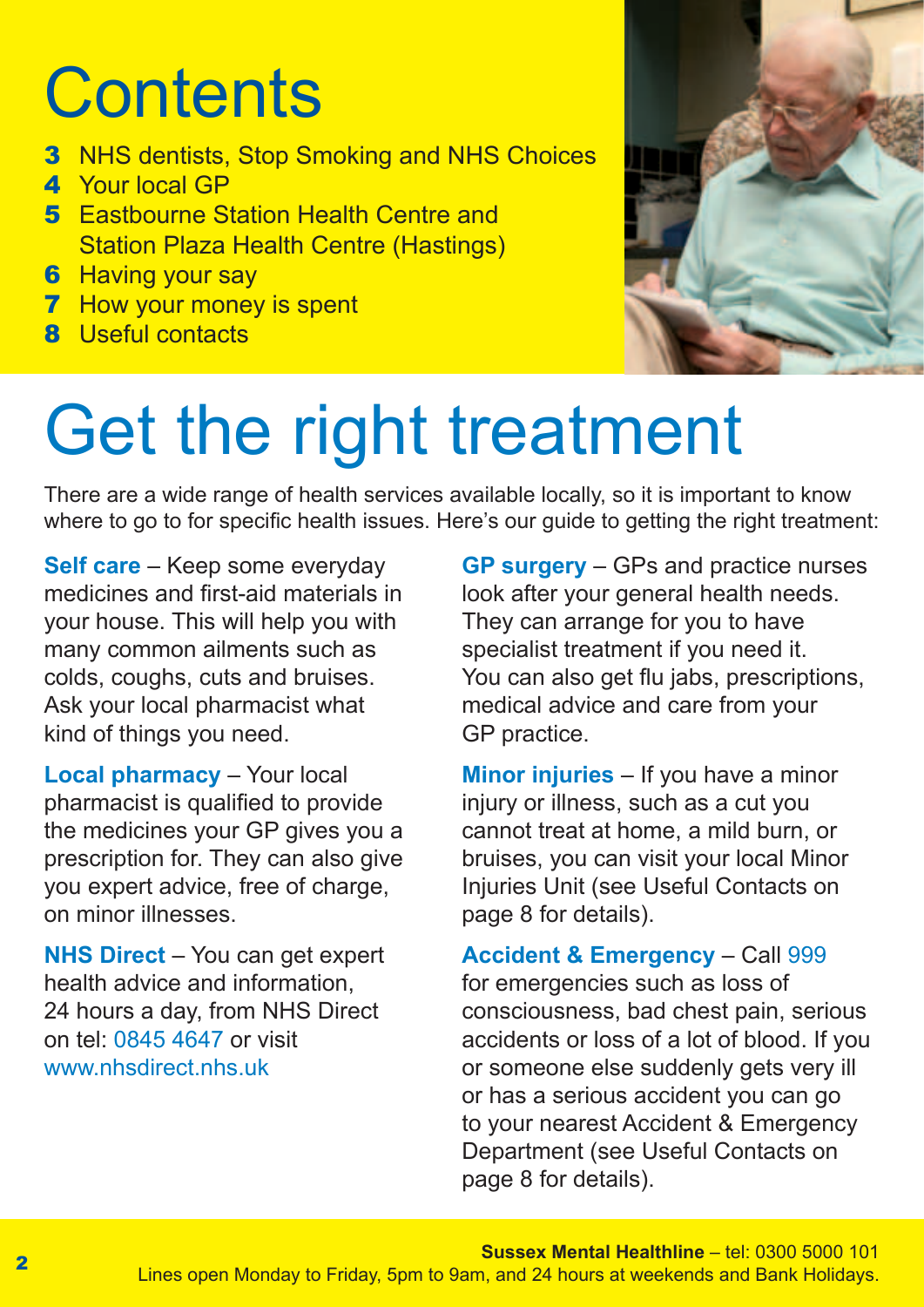# Contents

- **3** NHS dentists, Stop Smoking and NHS Choices
- **4** Your local GP
- **5** Eastbourne Station Health Centre and Station Plaza Health Centre (Hastings)
- **6** Having your say
- **7** How your money is spent
- **8** Useful contacts

# Get the right treatment

There are a wide range of health services available locally, so it is important to know where to go to for specific health issues. Here's our guide to getting the right treatment:

**Self care** – Keep some everyday medicines and first-aid materials in your house. This will help you with many common ailments such as colds, coughs, cuts and bruises. Ask your local pharmacist what kind of things you need.

**Local pharmacy** – Your local pharmacist is qualified to provide the medicines your GP gives you a prescription for. They can also give you expert advice, free of charge, on minor illnesses.

**NHS Direct** – You can get expert health advice and information, 24 hours a day, from NHS Direct on tel: 0845 4647 or visit www.nhsdirect.nhs.uk

**GP surgery** – GPs and practice nurses look after your general health needs. They can arrange for you to have specialist treatment if you need it. You can also get flu jabs, prescriptions, medical advice and care from your GP practice.

**Minor injuries** – If you have a minor injury or illness, such as a cut you cannot treat at home, a mild burn, or bruises, you can visit your local Minor Injuries Unit (see Useful Contacts on page 8 for details).

**Accident & Emergency** – Call 999 for emergencies such as loss of consciousness, bad chest pain, serious accidents or loss of a lot of blood. If you or someone else suddenly gets very ill or has a serious accident you can go to your nearest Accident & Emergency Department (see Useful Contacts on page 8 for details).

**Sussex Mental Healthline** – tel: 0300 5000 101
Lines open Monday to Friday, 5pm to 9am, and 24 hours at weekends and Bank Holidays.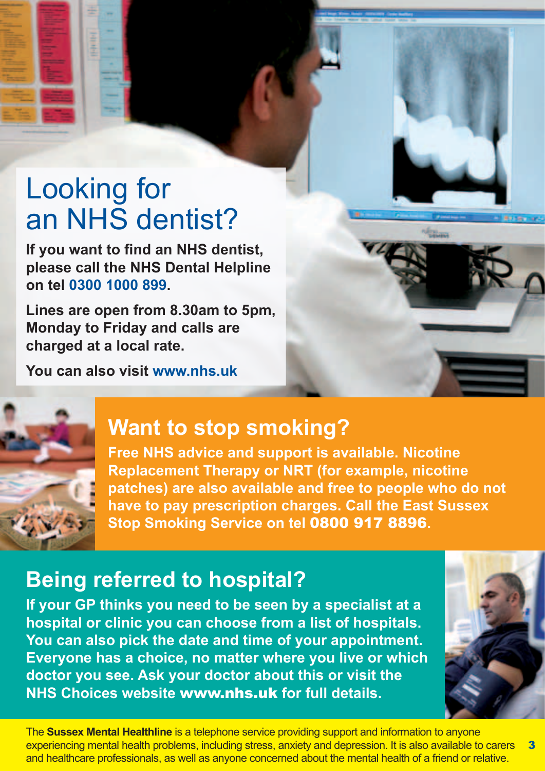# Looking for an NHS dentist?

**If you want to find an NHS dentist, please call the NHS Dental Helpline on tel 0300 1000 899.**

**Lines are open from 8.30am to 5pm, Monday to Friday and calls are charged at a local rate.**

**You can also visit www.nhs.uk**

## Want to stop smoking?

**Free NHS advice and support is available. Nicotine Replacement Therapy or NRT (for example, nicotine patches) are also available and free to people who do not have to pay prescription charges. Call the East Sussex Stop Smoking Service on tel 0800 917 8896.**

## Being referred to hospital?

**If your GP thinks you need to be seen by a specialist at a hospital or clinic you can choose from a list of hospitals. You can also pick the date and time of your appointment. Everyone has a choice, no matter where you live or which doctor you see. Ask your doctor about this or visit the NHS Choices website www.nhs.uk for full details.**

The **Sussex Mental Healthline** is a telephone service providing support and information to anyone experiencing mental health problems, including stress, anxiety and depression. It is also available to carers and healthcare professionals, as well as anyone concerned about the mental health of a friend or relative.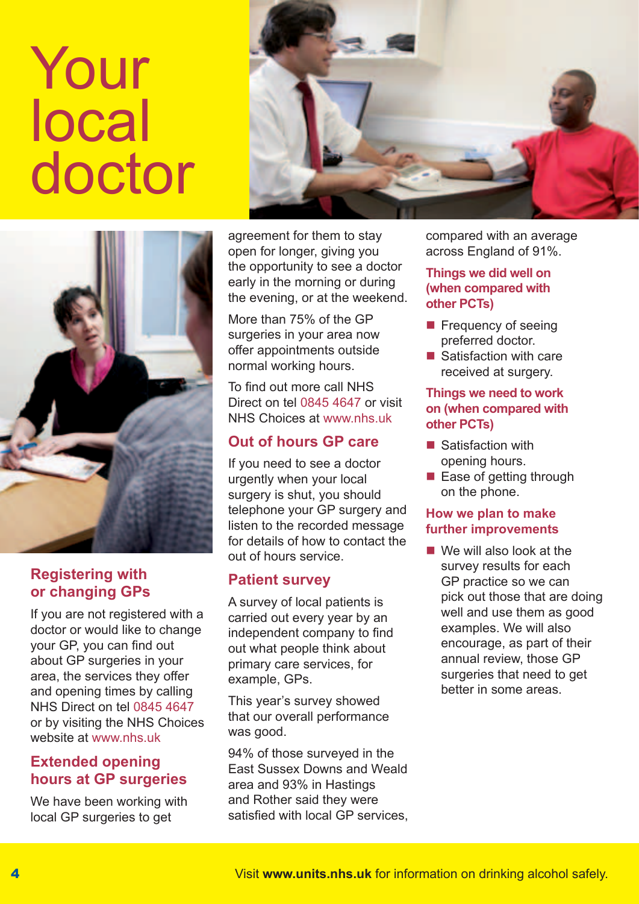# Your local doctor

## Registering with or changing GPs

If you are not registered with a doctor or would like to change your GP, you can find out about GP surgeries in your area, the services they offer and opening times by calling NHS Direct on tel 0845 4647 or by visiting the NHS Choices website at www.nhs.uk

## Extended opening hours at GP surgeries

We have been working with local GP surgeries to get agreement for them to stay open for longer, giving you the opportunity to see a doctor early in the morning or during the evening, or at the weekend.

More than 75% of the GP surgeries in your area now offer appointments outside normal working hours.

To find out more call NHS Direct on tel 0845 4647 or visit NHS Choices at www.nhs.uk

## Out of hours GP care

If you need to see a doctor urgently when your local surgery is shut, you should telephone your GP surgery and listen to the recorded message for details of how to contact the out of hours service.

## Patient survey

A survey of local patients is carried out every year by an independent company to find out what people think about primary care services, for example, GPs.

This year's survey showed that our overall performance was good.

94% of those surveyed in the East Sussex Downs and Weald area and 93% in Hastings and Rother said they were satisfied with local GP services, compared with an average across England of 91%.

### Things we did well on (when compared with other PCTs)

- Frequency of seeing preferred doctor.
- Satisfaction with care received at surgery.

### Things we need to work on (when compared with other PCTs)

- Satisfaction with opening hours.
- Ease of getting through on the phone.

### How we plan to make further improvements

- We will also look at the survey results for each GP practice so we can pick out those that are doing well and use them as good examples. We will also encourage, as part of their annual review, those GP surgeries that need to get better in some areas.

Visit **www.units.nhs.uk** for information on drinking alcohol safely.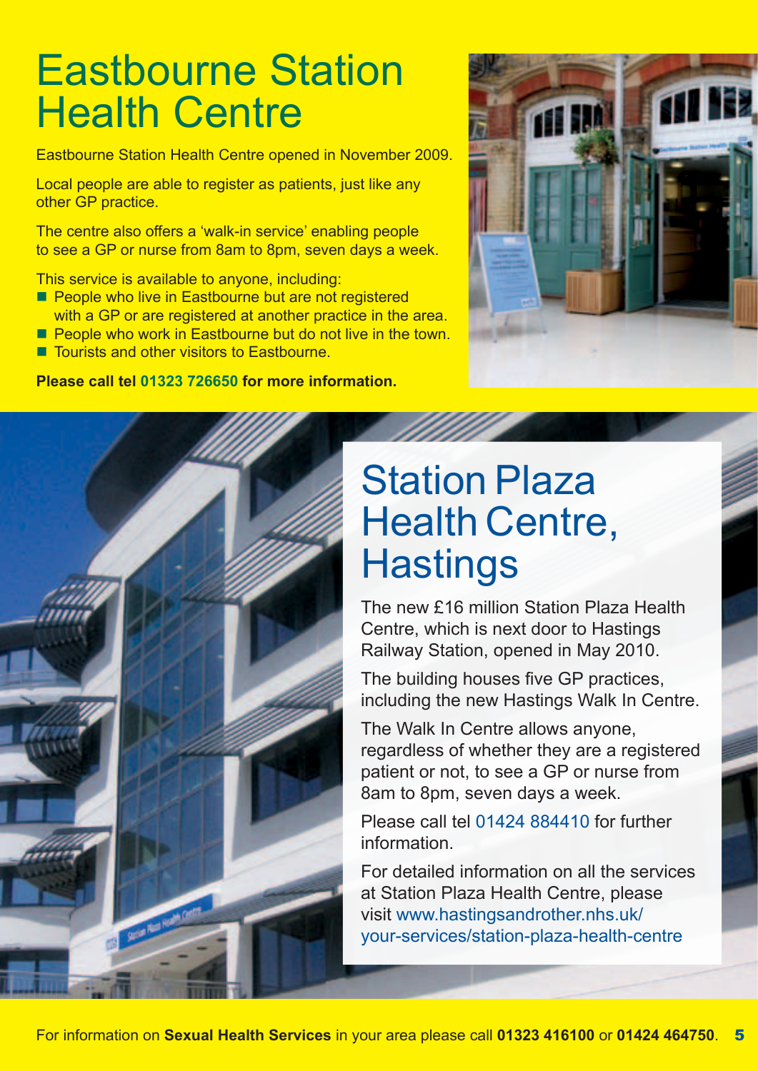# Eastbourne Station Health Centre

Eastbourne Station Health Centre opened in November 2009.

Local people are able to register as patients, just like any other GP practice.

The centre also offers a 'walk-in service' enabling people to see a GP or nurse from 8am to 8pm, seven days a week.

This service is available to anyone, including:

- People who live in Eastbourne but are not registered with a GP or are registered at another practice in the area.
- People who work in Eastbourne but do not live in the town.
- Tourists and other visitors to Eastbourne.

**Please call tel 01323 726650 for more information.**

# Station Plaza Health Centre, Hastings

The new £16 million Station Plaza Health Centre, which is next door to Hastings Railway Station, opened in May 2010.

The building houses five GP practices, including the new Hastings Walk In Centre.

The Walk In Centre allows anyone, regardless of whether they are a registered patient or not, to see a GP or nurse from 8am to 8pm, seven days a week.

Please call tel 01424 884410 for further information.

For detailed information on all the services at Station Plaza Health Centre, please visit www.hastingsandrother.nhs.uk/your-services/station-plaza-health-centre

For information on **Sexual Health Services** in your area please call **01323 416100** or **01424 464750**.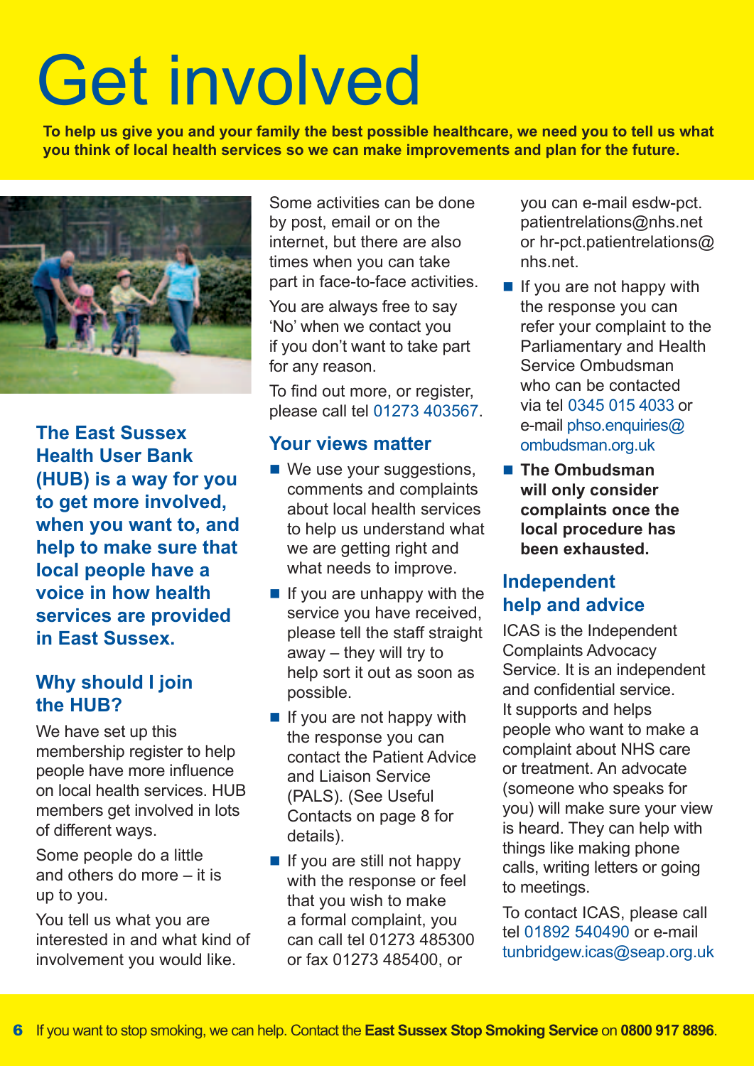# Get involved

**To help us give you and your family the best possible healthcare, we need you to tell us what you think of local health services so we can make improvements and plan for the future.**

## The East Sussex Health User Bank (HUB) is a way for you to get more involved, when you want to, and help to make sure that local people have a voice in how health services are provided in East Sussex.

### Why should I join the HUB?

We have set up this membership register to help people have more influence on local health services. HUB members get involved in lots of different ways.

Some people do a little and others do more – it is up to you.

You tell us what you are interested in and what kind of involvement you would like.

Some activities can be done by post, email or on the internet, but there are also times when you can take part in face-to-face activities.

You are always free to say 'No' when we contact you if you don't want to take part for any reason.

To find out more, or register, please call tel 01273 403567.

### Your views matter

- We use your suggestions, comments and complaints about local health services to help us understand what we are getting right and what needs to improve.
- If you are unhappy with the service you have received, please tell the staff straight away – they will try to help sort it out as soon as possible.
- If you are not happy with the response you can contact the Patient Advice and Liaison Service (PALS). (See Useful Contacts on page 8 for details).
- If you are still not happy with the response or feel that you wish to make a formal complaint, you can call tel 01273 485300 or fax 01273 485400, or you can e-mail esdw-pct.patientrelations@nhs.net or hr-pct.patientrelations@nhs.net.
- If you are not happy with the response you can refer your complaint to the Parliamentary and Health Service Ombudsman who can be contacted via tel 0345 015 4033 or e-mail phso.enquiries@ombudsman.org.uk
- **The Ombudsman will only consider complaints once the local procedure has been exhausted.**

### Independent help and advice

ICAS is the Independent Complaints Advocacy Service. It is an independent and confidential service. It supports and helps people who want to make a complaint about NHS care or treatment. An advocate (someone who speaks for you) will make sure your view is heard. They can help with things like making phone calls, writing letters or going to meetings.

To contact ICAS, please call tel 01892 540490 or e-mail tunbridgew.icas@seap.org.uk

If you want to stop smoking, we can help. Contact the **East Sussex Stop Smoking Service** on **0800 917 8896**.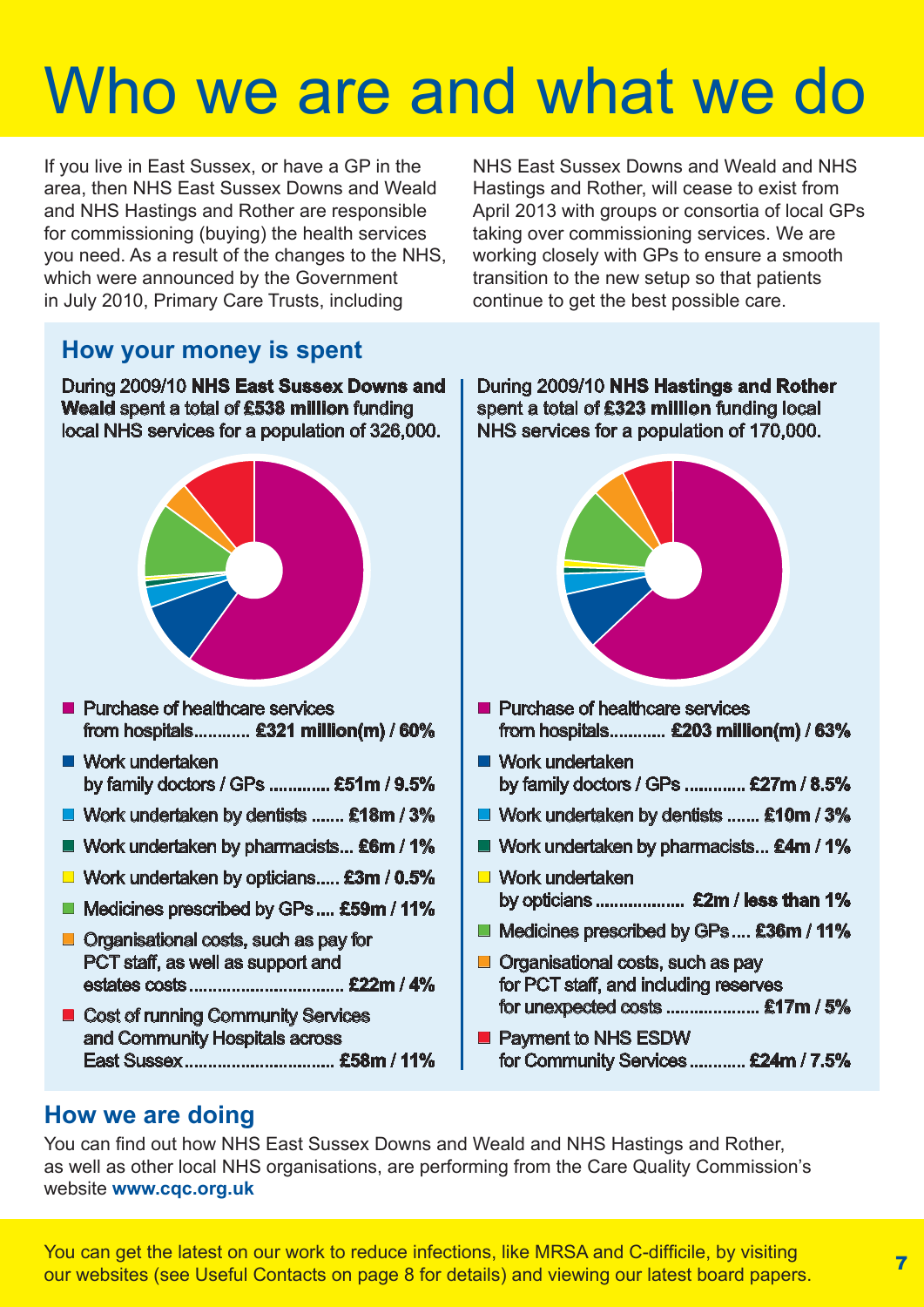# Who we are and what we do

If you live in East Sussex, or have a GP in the area, then NHS East Sussex Downs and Weald and NHS Hastings and Rother are responsible for commissioning (buying) the health services you need. As a result of the changes to the NHS, which were announced by the Government in July 2010, Primary Care Trusts, including NHS East Sussex Downs and Weald and NHS Hastings and Rother, will cease to exist from April 2013 with groups or consortia of local GPs taking over commissioning services. We are working closely with GPs to ensure a smooth transition to the new setup so that patients continue to get the best possible care.

## How your money is spent

During 2009/10 **NHS East Sussex Downs and Weald** spent a total of **£538 million** funding local NHS services for a population of 326,000.

- Purchase of healthcare services from hospitals............ **£321 million(m) / 60%**
- Work undertaken by family doctors / GPs ............ **£51m / 9.5%**
- Work undertaken by dentists ....... **£18m / 3%**
- Work undertaken by pharmacists... **£6m / 1%**
- Work undertaken by opticians..... **£3m / 0.5%**
- Medicines prescribed by GPs .... **£59m / 11%**
- Organisational costs, such as pay for PCT staff, as well as support and estates costs................................ **£22m / 4%**
- Cost of running Community Services and Community Hospitals across East Sussex................................ **£58m / 11%**

During 2009/10 **NHS Hastings and Rother** spent a total of **£323 million** funding local NHS services for a population of 170,000.

- Purchase of healthcare services from hospitals............ **£203 million(m) / 63%**
- Work undertaken by family doctors / GPs ............ **£27m / 8.5%**
- Work undertaken by dentists ....... **£10m / 3%**
- Work undertaken by pharmacists... **£4m / 1%**
- Work undertaken by opticians .................. **£2m / less than 1%**
- Medicines prescribed by GPs .... **£36m / 11%**
- Organisational costs, such as pay for PCT staff, and including reserves for unexpected costs .................... **£17m / 5%**
- Payment to NHS ESDW for Community Services ............ **£24m / 7.5%**

## How we are doing

You can find out how NHS East Sussex Downs and Weald and NHS Hastings and Rother, as well as other local NHS organisations, are performing from the Care Quality Commission's website **www.cqc.org.uk**

You can get the latest on our work to reduce infections, like MRSA and C-difficile, by visiting our websites (see Useful Contacts on page 8 for details) and viewing our latest board papers.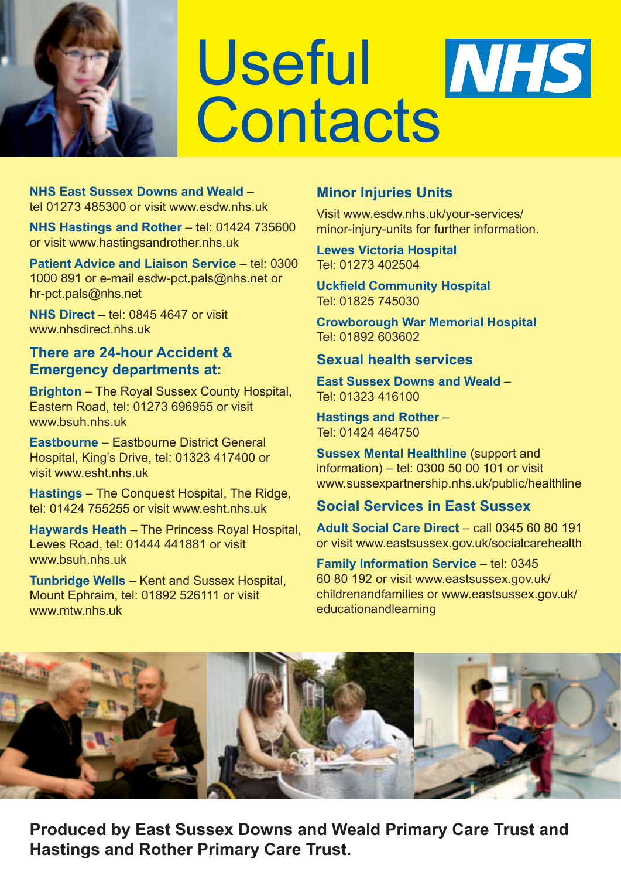# Useful Contacts

NHS

**NHS East Sussex Downs and Weald** – tel 01273 485300 or visit www.esdw.nhs.uk

**NHS Hastings and Rother** – tel: 01424 735600 or visit www.hastingsandrother.nhs.uk

**Patient Advice and Liaison Service** – tel: 0300 1000 891 or e-mail esdw-pct.pals@nhs.net or hr-pct.pals@nhs.net

**NHS Direct** – tel: 0845 4647 or visit www.nhsdirect.nhs.uk

## There are 24-hour Accident & Emergency departments at:

**Brighton** – The Royal Sussex County Hospital, Eastern Road, tel: 01273 696955 or visit www.bsuh.nhs.uk

**Eastbourne** – Eastbourne District General Hospital, King's Drive, tel: 01323 417400 or visit www.esht.nhs.uk

**Hastings** – The Conquest Hospital, The Ridge, tel: 01424 755255 or visit www.esht.nhs.uk

**Haywards Heath** – The Princess Royal Hospital, Lewes Road, tel: 01444 441881 or visit www.bsuh.nhs.uk

**Tunbridge Wells** – Kent and Sussex Hospital, Mount Ephraim, tel: 01892 526111 or visit www.mtw.nhs.uk

## Minor Injuries Units

Visit www.esdw.nhs.uk/your-services/minor-injury-units for further information.

**Lewes Victoria Hospital**
Tel: 01273 402504

**Uckfield Community Hospital**
Tel: 01825 745030

**Crowborough War Memorial Hospital**
Tel: 01892 603602

## Sexual health services

**East Sussex Downs and Weald** –
Tel: 01323 416100

**Hastings and Rother** –
Tel: 01424 464750

**Sussex Mental Healthline** (support and information) – tel: 0300 50 00 101 or visit www.sussexpartnership.nhs.uk/public/healthline

## Social Services in East Sussex

**Adult Social Care Direct** – call 0345 60 80 191 or visit www.eastsussex.gov.uk/socialcarehealth

**Family Information Service** – tel: 0345 60 80 192 or visit www.eastsussex.gov.uk/childrenandfamilies or www.eastsussex.gov.uk/educationandlearning

**Produced by East Sussex Downs and Weald Primary Care Trust and Hastings and Rother Primary Care Trust.**